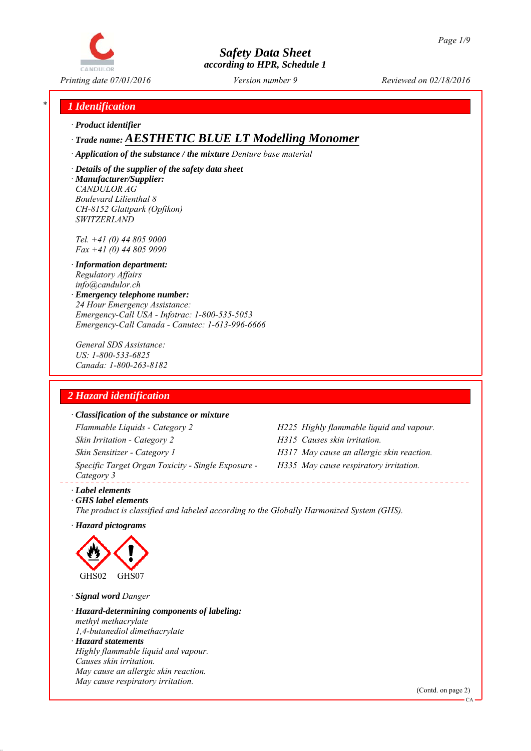# Safety Data Sheet
according to HPR, Schedule 1

Printing date 07/01/2016 | Version number 9 | Reviewed on 02/18/2016

## 1 Identification

· **Product identifier**

· **Trade name: AESTHETIC BLUE LT Modelling Monomer**

· **Application of the substance / the mixture** Denture base material

· **Details of the supplier of the safety data sheet**

· **Manufacturer/Supplier:**
CANDULOR AG
Boulevard Lilienthal 8
CH-8152 Glattpark (Opfikon)
SWITZERLAND

Tel. +41 (0) 44 805 9000
Fax +41 (0) 44 805 9090

· **Information department:**
Regulatory Affairs
info@candulor.ch

· **Emergency telephone number:**
24 Hour Emergency Assistance:
Emergency-Call USA - Infotrac: 1-800-535-5053
Emergency-Call Canada - Canutec: 1-613-996-6666

General SDS Assistance:
US: 1-800-533-6825
Canada: 1-800-263-8182

## 2 Hazard identification

· **Classification of the substance or mixture**

| | |
|---|---|
| Flammable Liquids - Category 2 | H225 Highly flammable liquid and vapour. |
| Skin Irritation - Category 2 | H315 Causes skin irritation. |
| Skin Sensitizer - Category 1 | H317 May cause an allergic skin reaction. |
| Specific Target Organ Toxicity - Single Exposure - Category 3 | H335 May cause respiratory irritation. |

· **Label elements**

· **GHS label elements**
The product is classified and labeled according to the Globally Harmonized System (GHS).

· **Hazard pictograms**

GHS02 GHS07

· **Signal word** Danger

· **Hazard-determining components of labeling:**
methyl methacrylate
1,4-butanediol dimethacrylate

· **Hazard statements**
Highly flammable liquid and vapour.
Causes skin irritation.
May cause an allergic skin reaction.
May cause respiratory irritation.

(Contd. on page 2)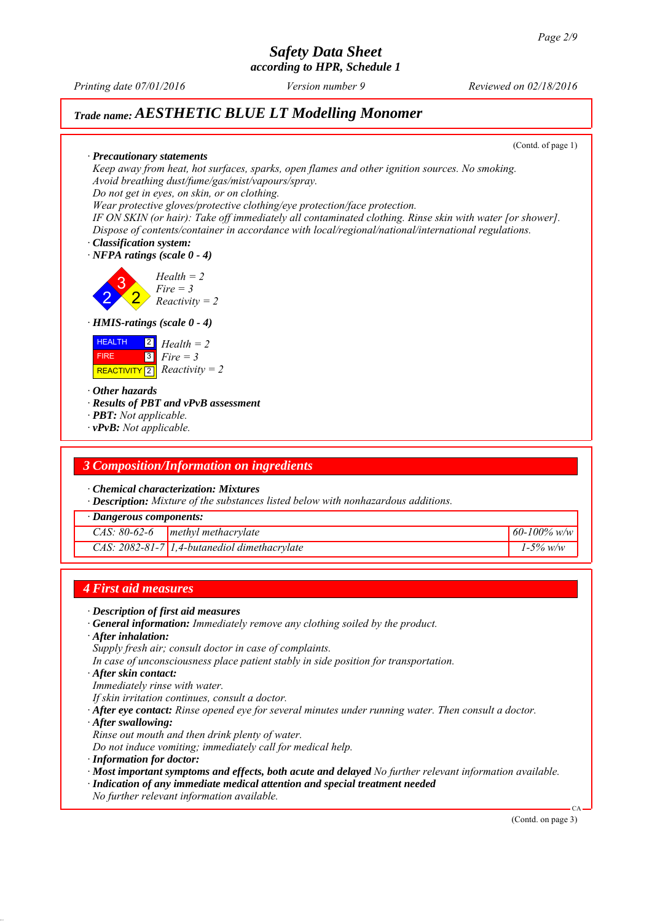# Safety Data Sheet
## according to HPR, Schedule 1

Printing date 07/01/2016 | Version number 9 | Reviewed on 02/18/2016

**Trade name: AESTHETIC BLUE LT Modelling Monomer**

(Contd. of page 1)

· **Precautionary statements**
Keep away from heat, hot surfaces, sparks, open flames and other ignition sources. No smoking.
Avoid breathing dust/fume/gas/mist/vapours/spray.
Do not get in eyes, on skin, or on clothing.
Wear protective gloves/protective clothing/eye protection/face protection.
IF ON SKIN (or hair): Take off immediately all contaminated clothing. Rinse skin with water [or shower].
Dispose of contents/container in accordance with local/regional/national/international regulations.

· **Classification system:**
· **NFPA ratings (scale 0 - 4)**

Health = 2
Fire = 3
Reactivity = 2

· **HMIS-ratings (scale 0 - 4)**

| HEALTH | 2 | Health = 2 |
|---|---|---|
| FIRE | 3 | Fire = 3 |
| REACTIVITY | 2 | Reactivity = 2 |

· **Other hazards**
· **Results of PBT and vPvB assessment**
· **PBT:** Not applicable.
· **vPvB:** Not applicable.

## 3 Composition/Information on ingredients

· **Chemical characterization: Mixtures**
· **Description:** Mixture of the substances listed below with nonhazardous additions.

| · Dangerous components: | | |
|---|---|---|
| CAS: 80-62-6 | methyl methacrylate | 60-100% w/w |
| CAS: 2082-81-7 | 1,4-butanediol dimethacrylate | 1-5% w/w |

## 4 First aid measures

· **Description of first aid measures**
· **General information:** Immediately remove any clothing soiled by the product.
· **After inhalation:**
Supply fresh air; consult doctor in case of complaints.
In case of unconsciousness place patient stably in side position for transportation.
· **After skin contact:**
Immediately rinse with water.
If skin irritation continues, consult a doctor.
· **After eye contact:** Rinse opened eye for several minutes under running water. Then consult a doctor.
· **After swallowing:**
Rinse out mouth and then drink plenty of water.
Do not induce vomiting; immediately call for medical help.
· **Information for doctor:**
· **Most important symptoms and effects, both acute and delayed** No further relevant information available.
· **Indication of any immediate medical attention and special treatment needed**
No further relevant information available.

(Contd. on page 3)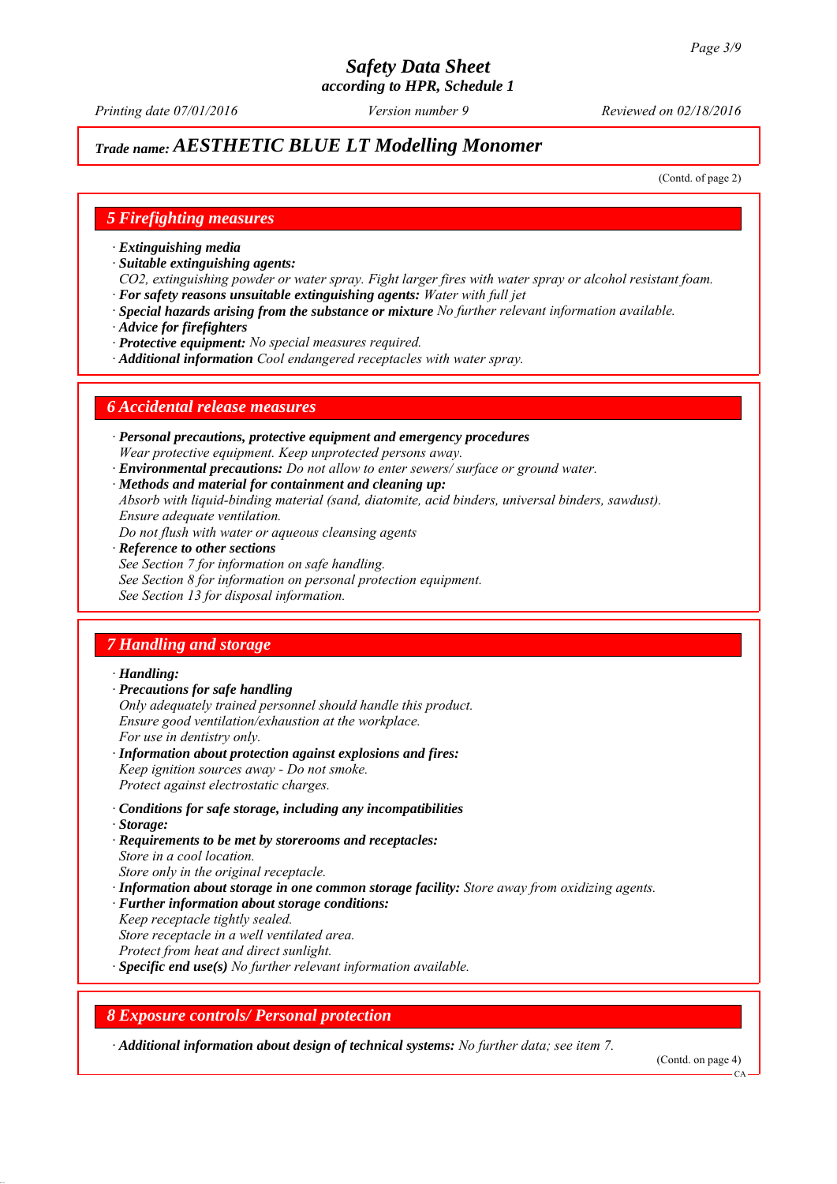*Trade name:* ***AESTHETIC BLUE LT Modelling Monomer***

(Contd. of page 2)

## 5 Firefighting measures

· **Extinguishing media**
· **Suitable extinguishing agents:**
CO2, extinguishing powder or water spray. Fight larger fires with water spray or alcohol resistant foam.
· **For safety reasons unsuitable extinguishing agents:** Water with full jet
· **Special hazards arising from the substance or mixture** No further relevant information available.
· **Advice for firefighters**
· **Protective equipment:** No special measures required.
· **Additional information** Cool endangered receptacles with water spray.

## 6 Accidental release measures

· **Personal precautions, protective equipment and emergency procedures**
Wear protective equipment. Keep unprotected persons away.
· **Environmental precautions:** Do not allow to enter sewers/ surface or ground water.
· **Methods and material for containment and cleaning up:**
Absorb with liquid-binding material (sand, diatomite, acid binders, universal binders, sawdust).
Ensure adequate ventilation.
Do not flush with water or aqueous cleansing agents
· **Reference to other sections**
See Section 7 for information on safe handling.
See Section 8 for information on personal protection equipment.
See Section 13 for disposal information.

## 7 Handling and storage

· **Handling:**
· **Precautions for safe handling**
Only adequately trained personnel should handle this product.
Ensure good ventilation/exhaustion at the workplace.
For use in dentistry only.
· **Information about protection against explosions and fires:**
Keep ignition sources away - Do not smoke.
Protect against electrostatic charges.

· **Conditions for safe storage, including any incompatibilities**
· **Storage:**
· **Requirements to be met by storerooms and receptacles:**
Store in a cool location.
Store only in the original receptacle.
· **Information about storage in one common storage facility:** Store away from oxidizing agents.
· **Further information about storage conditions:**
Keep receptacle tightly sealed.
Store receptacle in a well ventilated area.
Protect from heat and direct sunlight.
· **Specific end use(s)** No further relevant information available.

## 8 Exposure controls/ Personal protection

· **Additional information about design of technical systems:** No further data; see item 7.

(Contd. on page 4)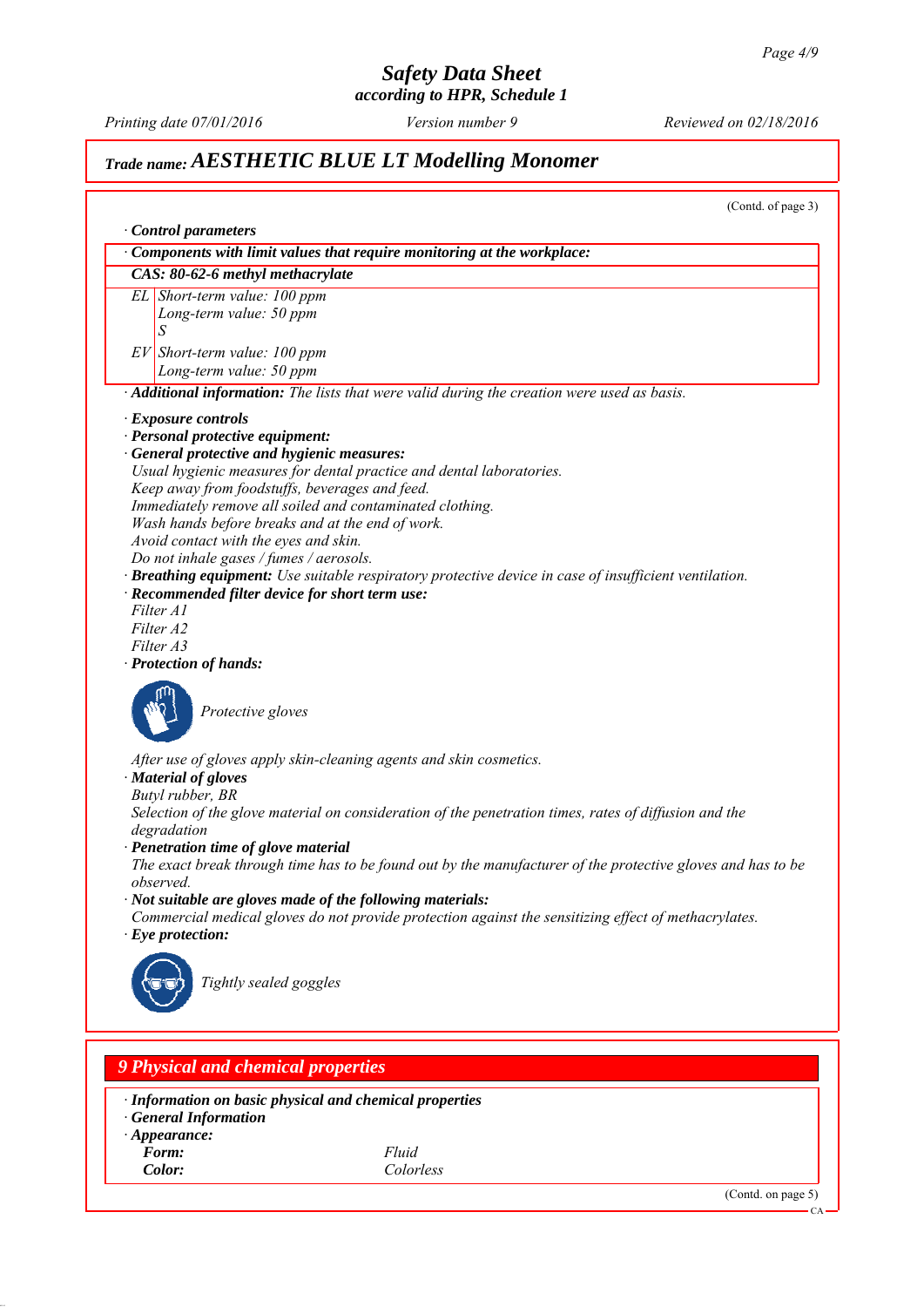Safety Data Sheet
according to HPR, Schedule 1

Printing date 07/01/2016 | Version number 9 | Reviewed on 02/18/2016

## Trade name: AESTHETIC BLUE LT Modelling Monomer

(Contd. of page 3)

· **Control parameters**

| · Components with limit values that require monitoring at the workplace: | |
|---|---|
| **CAS: 80-62-6 methyl methacrylate** | |
| EL | Short-term value: 100 ppm<br>Long-term value: 50 ppm<br>S |
| EV | Short-term value: 100 ppm<br>Long-term value: 50 ppm |

· **Additional information:** The lists that were valid during the creation were used as basis.

· **Exposure controls**
· **Personal protective equipment:**
· **General protective and hygienic measures:**
Usual hygienic measures for dental practice and dental laboratories.
Keep away from foodstuffs, beverages and feed.
Immediately remove all soiled and contaminated clothing.
Wash hands before breaks and at the end of work.
Avoid contact with the eyes and skin.
Do not inhale gases / fumes / aerosols.
· **Breathing equipment:** Use suitable respiratory protective device in case of insufficient ventilation.
· **Recommended filter device for short term use:**
Filter A1
Filter A2
Filter A3
· **Protection of hands:**

Protective gloves

After use of gloves apply skin-cleaning agents and skin cosmetics.
· **Material of gloves**
Butyl rubber, BR
Selection of the glove material on consideration of the penetration times, rates of diffusion and the degradation
· **Penetration time of glove material**
The exact break through time has to be found out by the manufacturer of the protective gloves and has to be observed.
· **Not suitable are gloves made of the following materials:**
Commercial medical gloves do not provide protection against the sensitizing effect of methacrylates.
· **Eye protection:**

Tightly sealed goggles

## 9 Physical and chemical properties

· **Information on basic physical and chemical properties**
· **General Information**
· **Appearance:**

| | |
|---|---|
| **Form:** | Fluid |
| **Color:** | Colorless |

(Contd. on page 5)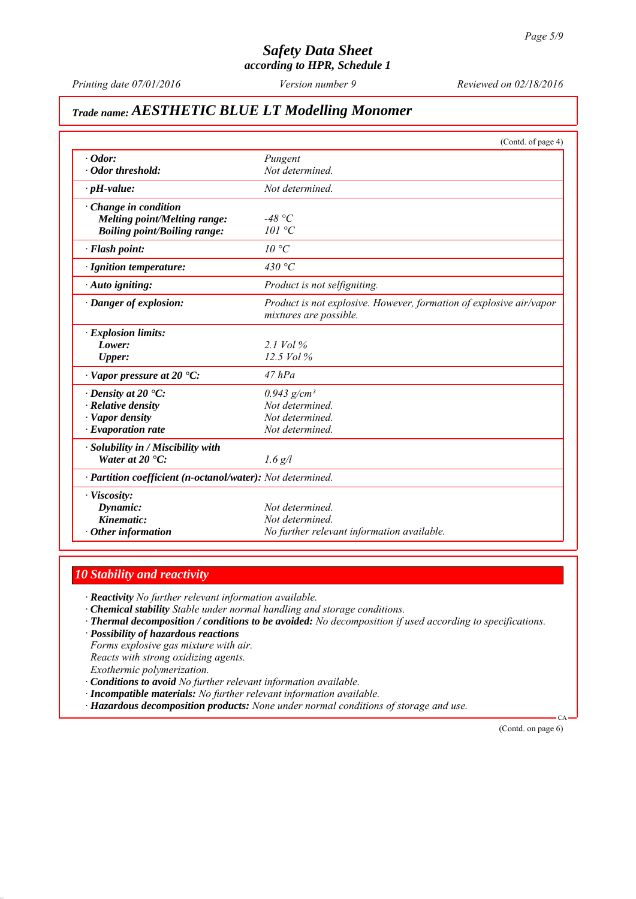## Trade name: AESTHETIC BLUE LT Modelling Monomer

(Contd. of page 4)

| Property | Value |
|---|---|
| · **Odor:** | Pungent |
| · **Odor threshold:** | Not determined. |
| · **pH-value:** | Not determined. |
| · **Change in condition** | |
| **Melting point/Melting range:** | -48 °C |
| **Boiling point/Boiling range:** | 101 °C |
| · **Flash point:** | 10 °C |
| · **Ignition temperature:** | 430 °C |
| · **Auto igniting:** | Product is not selfigniting. |
| · **Danger of explosion:** | Product is not explosive. However, formation of explosive air/vapor mixtures are possible. |
| · **Explosion limits:** | |
| **Lower:** | 2.1 Vol % |
| **Upper:** | 12.5 Vol % |
| · **Vapor pressure at 20 °C:** | 47 hPa |
| · **Density at 20 °C:** | 0.943 g/cm³ |
| · **Relative density** | Not determined. |
| · **Vapor density** | Not determined. |
| · **Evaporation rate** | Not determined. |
| · **Solubility in / Miscibility with** | |
| **Water at 20 °C:** | 1.6 g/l |
| · **Partition coefficient (n-octanol/water):** | Not determined. |
| · **Viscosity:** | |
| **Dynamic:** | Not determined. |
| **Kinematic:** | Not determined. |
| · **Other information** | No further relevant information available. |

## 10 Stability and reactivity

· **Reactivity** No further relevant information available.
· **Chemical stability** Stable under normal handling and storage conditions.
· **Thermal decomposition / conditions to be avoided:** No decomposition if used according to specifications.
· **Possibility of hazardous reactions**
Forms explosive gas mixture with air.
Reacts with strong oxidizing agents.
Exothermic polymerization.
· **Conditions to avoid** No further relevant information available.
· **Incompatible materials:** No further relevant information available.
· **Hazardous decomposition products:** None under normal conditions of storage and use.

(Contd. on page 6)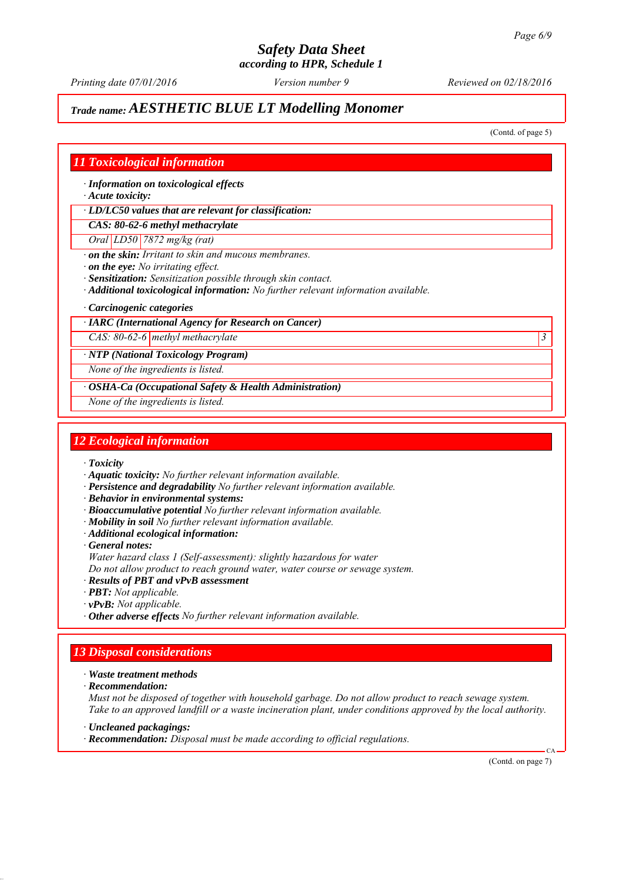# Safety Data Sheet
**according to HPR, Schedule 1**

*Printing date 07/01/2016* *Version number 9* *Reviewed on 02/18/2016*

## Trade name: AESTHETIC BLUE LT Modelling Monomer

(Contd. of page 5)

## 11 Toxicological information

· **Information on toxicological effects**
· **Acute toxicity:**

· **LD/LC50 values that are relevant for classification:**

| CAS: 80-62-6 methyl methacrylate | | |
|---|---|---|
| Oral | LD50 | 7872 mg/kg (rat) |

· **on the skin:** Irritant to skin and mucous membranes.
· **on the eye:** No irritating effect.
· **Sensitization:** Sensitization possible through skin contact.
· **Additional toxicological information:** No further relevant information available.

· **Carcinogenic categories**

· **IARC (International Agency for Research on Cancer)**

| CAS: 80-62-6 | methyl methacrylate | 3 |
|---|---|---|

· **NTP (National Toxicology Program)**

None of the ingredients is listed.

· **OSHA-Ca (Occupational Safety & Health Administration)**

None of the ingredients is listed.

## 12 Ecological information

· **Toxicity**
· **Aquatic toxicity:** No further relevant information available.
· **Persistence and degradability** No further relevant information available.
· **Behavior in environmental systems:**
· **Bioaccumulative potential** No further relevant information available.
· **Mobility in soil** No further relevant information available.
· **Additional ecological information:**
· **General notes:**
Water hazard class 1 (Self-assessment): slightly hazardous for water
Do not allow product to reach ground water, water course or sewage system.
· **Results of PBT and vPvB assessment**
· **PBT:** Not applicable.
· **vPvB:** Not applicable.
· **Other adverse effects** No further relevant information available.

## 13 Disposal considerations

· **Waste treatment methods**
· **Recommendation:**
Must not be disposed of together with household garbage. Do not allow product to reach sewage system.
Take to an approved landfill or a waste incineration plant, under conditions approved by the local authority.

· **Uncleaned packagings:**
· **Recommendation:** Disposal must be made according to official regulations.

(Contd. on page 7)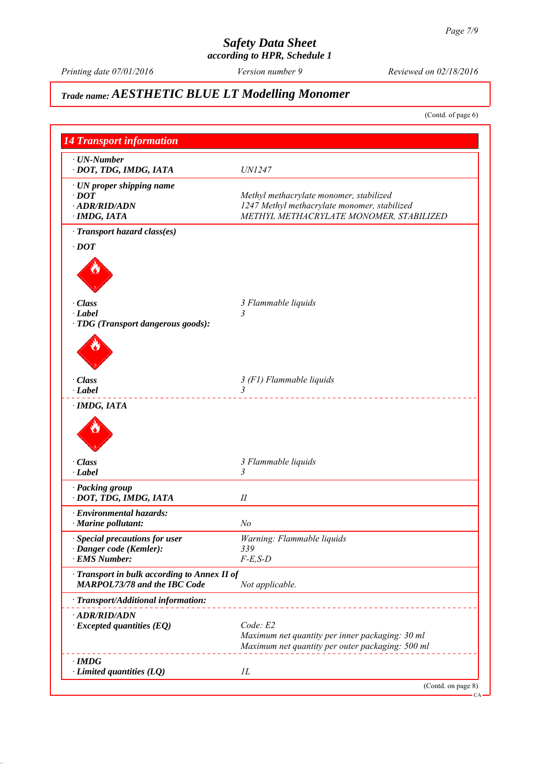# Safety Data Sheet
according to HPR, Schedule 1

Printing date 07/01/2016 | Version number 9 | Reviewed on 02/18/2016

## Trade name: AESTHETIC BLUE LT Modelling Monomer

(Contd. of page 6)

## 14 Transport information

| | |
|---|---|
| **· UN-Number** | |
| **· DOT, TDG, IMDG, IATA** | UN1247 |
| **· UN proper shipping name** | |
| **· DOT** | Methyl methacrylate monomer, stabilized |
| **· ADR/RID/ADN** | 1247 Methyl methacrylate monomer, stabilized |
| **· IMDG, IATA** | METHYL METHACRYLATE MONOMER, STABILIZED |
| **· Transport hazard class(es)** | |
| **· DOT** | |
| **· Class** | 3 Flammable liquids |
| **· Label** | 3 |
| **· TDG (Transport dangerous goods):** | |
| **· Class** | 3 (F1) Flammable liquids |
| **· Label** | 3 |
| **· IMDG, IATA** | |
| **· Class** | 3 Flammable liquids |
| **· Label** | 3 |
| **· Packing group** | |
| **· DOT, TDG, IMDG, IATA** | II |
| **· Environmental hazards:** | |
| **· Marine pollutant:** | No |
| **· Special precautions for user** | Warning: Flammable liquids |
| **· Danger code (Kemler):** | 339 |
| **· EMS Number:** | F-E,S-D |
| **· Transport in bulk according to Annex II of MARPOL73/78 and the IBC Code** | Not applicable. |
| **· Transport/Additional information:** | |
| **· ADR/RID/ADN** | |
| **· Excepted quantities (EQ)** | Code: E2<br>Maximum net quantity per inner packaging: 30 ml<br>Maximum net quantity per outer packaging: 500 ml |
| **· IMDG** | |
| **· Limited quantities (LQ)** | 1L |

(Contd. on page 8)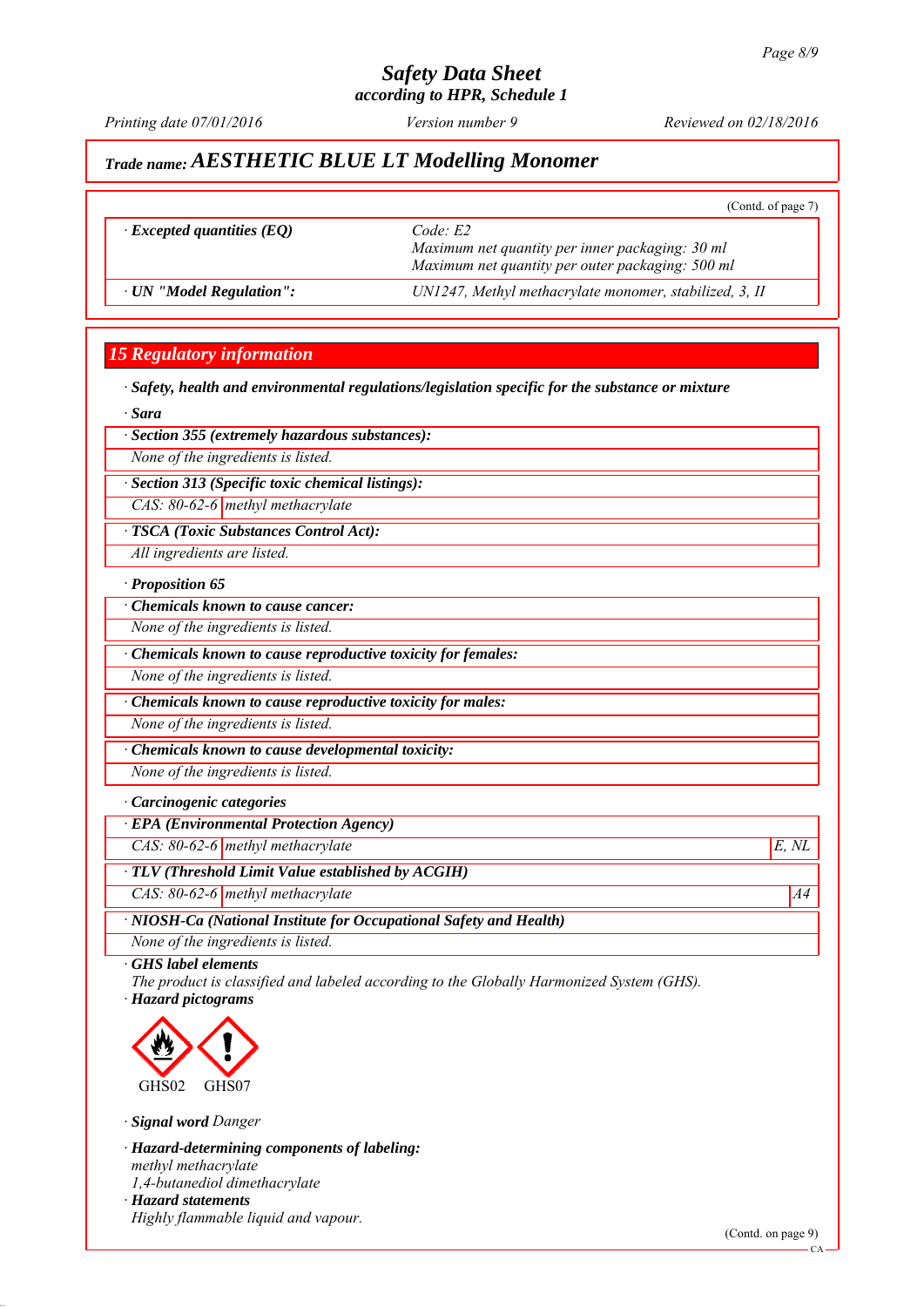# Safety Data Sheet
according to HPR, Schedule 1

Printing date 07/01/2016 | Version number 9 | Reviewed on 02/18/2016

## Trade name: AESTHETIC BLUE LT Modelling Monomer

(Contd. of page 7)

| | |
|---|---|
| · **Excepted quantities (EQ)** | Code: E2<br>Maximum net quantity per inner packaging: 30 ml<br>Maximum net quantity per outer packaging: 500 ml |
| · **UN "Model Regulation":** | UN1247, Methyl methacrylate monomer, stabilized, 3, II |

## 15 Regulatory information

· **Safety, health and environmental regulations/legislation specific for the substance or mixture**

· **Sara**

· **Section 355 (extremely hazardous substances):**

None of the ingredients is listed.

· **Section 313 (Specific toxic chemical listings):**

CAS: 80-62-6 | methyl methacrylate

· **TSCA (Toxic Substances Control Act):**

All ingredients are listed.

· **Proposition 65**

· **Chemicals known to cause cancer:**

None of the ingredients is listed.

· **Chemicals known to cause reproductive toxicity for females:**

None of the ingredients is listed.

· **Chemicals known to cause reproductive toxicity for males:**

None of the ingredients is listed.

· **Chemicals known to cause developmental toxicity:**

None of the ingredients is listed.

· **Carcinogenic categories**

· **EPA (Environmental Protection Agency)**

| | | |
|---|---|---|
| CAS: 80-62-6 | methyl methacrylate | E, NL |

· **TLV (Threshold Limit Value established by ACGIH)**

| | | |
|---|---|---|
| CAS: 80-62-6 | methyl methacrylate | A4 |

· **NIOSH-Ca (National Institute for Occupational Safety and Health)**

None of the ingredients is listed.

· **GHS label elements**

The product is classified and labeled according to the Globally Harmonized System (GHS).

· **Hazard pictograms**

GHS02 GHS07

· **Signal word** Danger

· **Hazard-determining components of labeling:**

methyl methacrylate
1,4-butanediol dimethacrylate

· **Hazard statements**

Highly flammable liquid and vapour.

(Contd. on page 9)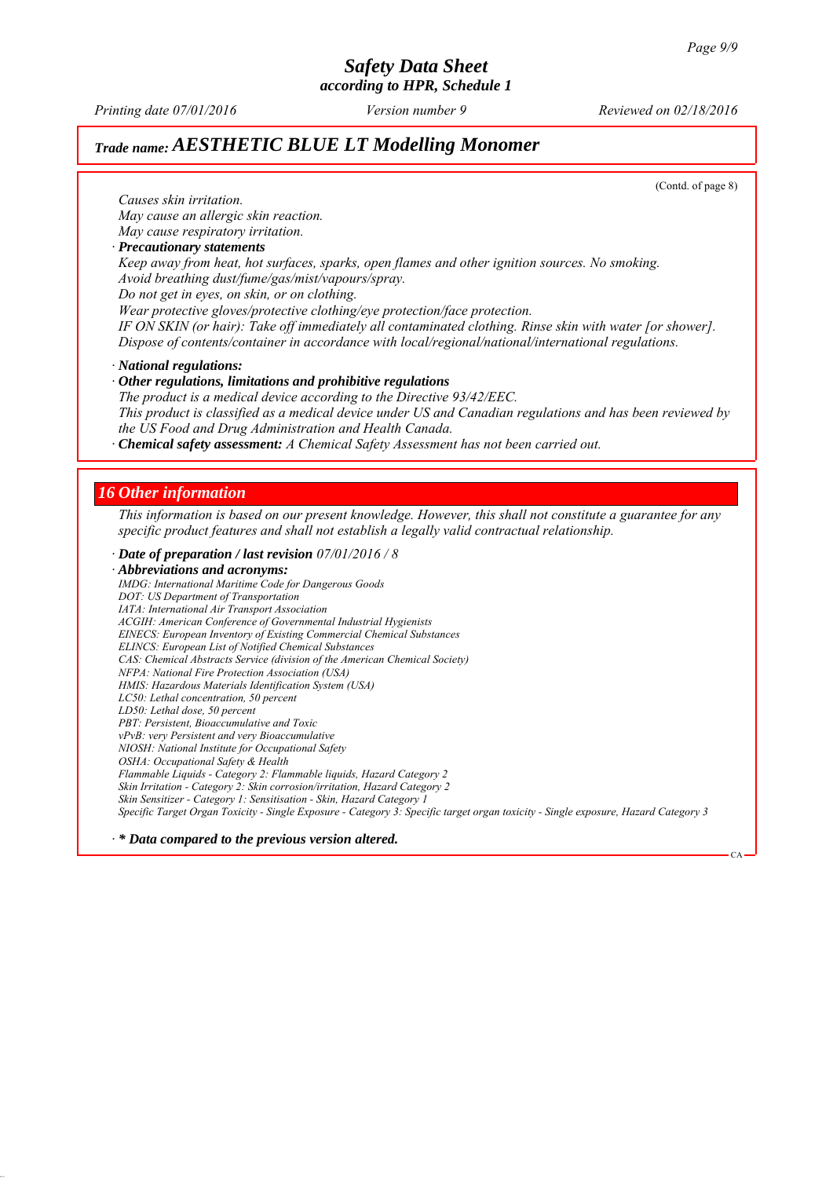# Safety Data Sheet
*according to HPR, Schedule 1*

*Printing date 07/01/2016* *Version number 9* *Reviewed on 02/18/2016*

## *Trade name: AESTHETIC BLUE LT Modelling Monomer*

(Contd. of page 8)

*Causes skin irritation.*
*May cause an allergic skin reaction.*
*May cause respiratory irritation.*

· ***Precautionary statements***
*Keep away from heat, hot surfaces, sparks, open flames and other ignition sources. No smoking.*
*Avoid breathing dust/fume/gas/mist/vapours/spray.*
*Do not get in eyes, on skin, or on clothing.*
*Wear protective gloves/protective clothing/eye protection/face protection.*
*IF ON SKIN (or hair): Take off immediately all contaminated clothing. Rinse skin with water [or shower].*
*Dispose of contents/container in accordance with local/regional/national/international regulations.*

· ***National regulations:***
· ***Other regulations, limitations and prohibitive regulations***
*The product is a medical device according to the Directive 93/42/EEC.*
*This product is classified as a medical device under US and Canadian regulations and has been reviewed by the US Food and Drug Administration and Health Canada.*
· ***Chemical safety assessment:*** *A Chemical Safety Assessment has not been carried out.*

## *16 Other information*

*This information is based on our present knowledge. However, this shall not constitute a guarantee for any specific product features and shall not establish a legally valid contractual relationship.*

· ***Date of preparation / last revision*** *07/01/2016 / 8*
· ***Abbreviations and acronyms:***
*IMDG: International Maritime Code for Dangerous Goods*
*DOT: US Department of Transportation*
*IATA: International Air Transport Association*
*ACGIH: American Conference of Governmental Industrial Hygienists*
*EINECS: European Inventory of Existing Commercial Chemical Substances*
*ELINCS: European List of Notified Chemical Substances*
*CAS: Chemical Abstracts Service (division of the American Chemical Society)*
*NFPA: National Fire Protection Association (USA)*
*HMIS: Hazardous Materials Identification System (USA)*
*LC50: Lethal concentration, 50 percent*
*LD50: Lethal dose, 50 percent*
*PBT: Persistent, Bioaccumulative and Toxic*
*vPvB: very Persistent and very Bioaccumulative*
*NIOSH: National Institute for Occupational Safety*
*OSHA: Occupational Safety & Health*
*Flammable Liquids - Category 2: Flammable liquids, Hazard Category 2*
*Skin Irritation - Category 2: Skin corrosion/irritation, Hazard Category 2*
*Skin Sensitizer - Category 1: Sensitisation - Skin, Hazard Category 1*
*Specific Target Organ Toxicity - Single Exposure - Category 3: Specific target organ toxicity - Single exposure, Hazard Category 3*

· ***\* Data compared to the previous version altered.***

CA